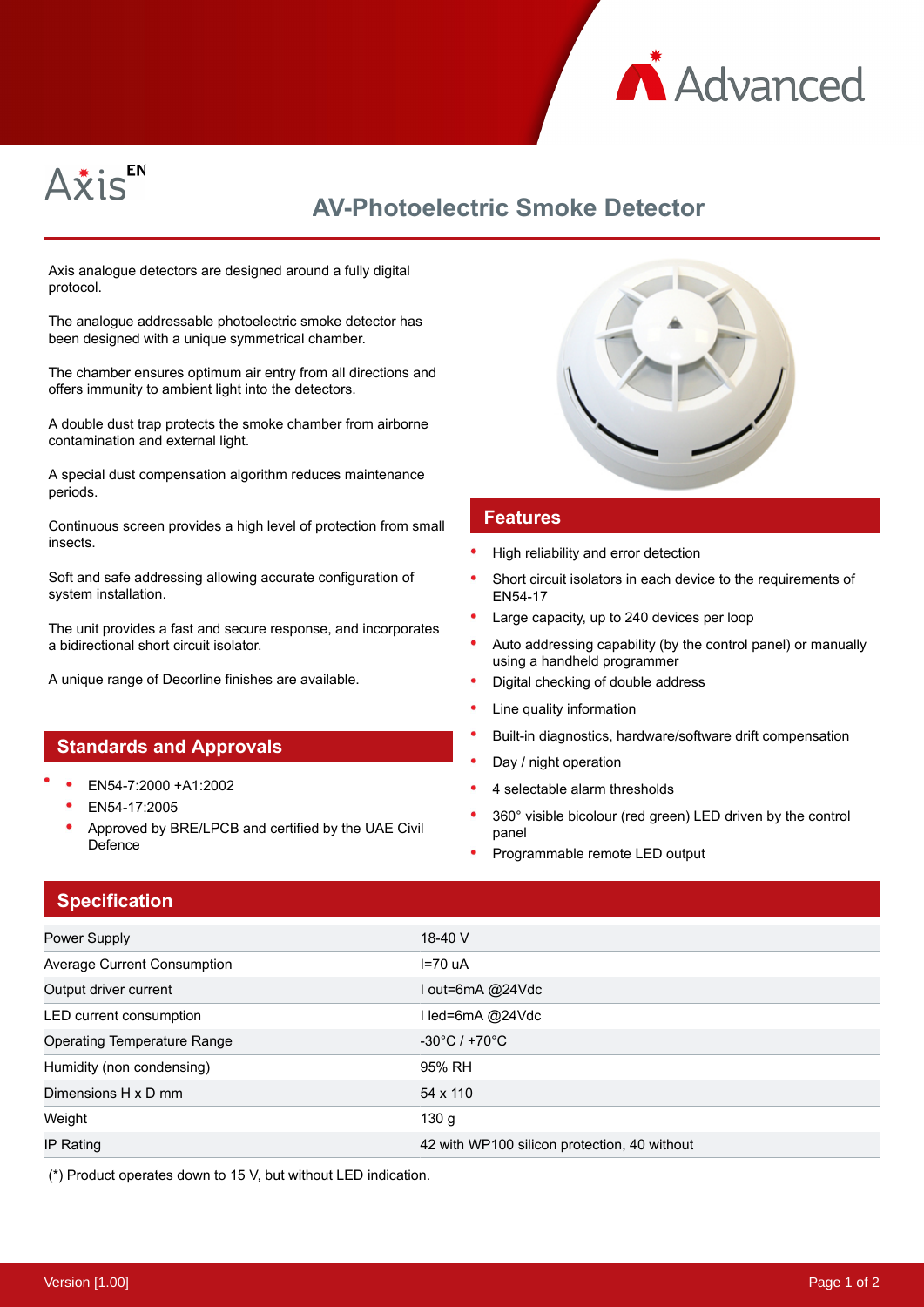Advanced

Axis EN

# AV-Photoelectric Smoke Detector

Axis analogue detectors are designed around a fully digital protocol.

The analogue addressable photoelectric smoke detector has been designed with a unique symmetrical chamber.

The chamber ensures optimum air entry from all directions and offers immunity to ambient light into the detectors.

A double dust trap protects the smoke chamber from airborne contamination and external light.

A special dust compensation algorithm reduces maintenance periods.

Continuous screen provides a high level of protection from small insects.

Soft and safe addressing allowing accurate configuration of system installation.

The unit provides a fast and secure response, and incorporates a bidirectional short circuit isolator.

A unique range of Decorline finishes are available.

## Standards and Approvals

- EN54-7:2000 +A1:2002
- EN54-17:2005
- Approved by BRE/LPCB and certified by the UAE Civil Defence

## Features

- High reliability and error detection
- Short circuit isolators in each device to the requirements of EN54-17
- Large capacity, up to 240 devices per loop
- Auto addressing capability (by the control panel) or manually using a handheld programmer
- Digital checking of double address
- Line quality information
- Built-in diagnostics, hardware/software drift compensation
- Day / night operation
- 4 selectable alarm thresholds
- 360° visible bicolour (red green) LED driven by the control panel
- Programmable remote LED output

## Specification

| | |
|---|---|
| Power Supply | 18-40 V |
| Average Current Consumption | I=70 uA |
| Output driver current | I out=6mA @24Vdc |
| LED current consumption | I led=6mA @24Vdc |
| Operating Temperature Range | -30°C / +70°C |
| Humidity (non condensing) | 95% RH |
| Dimensions H x D mm | 54 x 110 |
| Weight | 130 g |
| IP Rating | 42 with WP100 silicon protection, 40 without |

(*) Product operates down to 15 V, but without LED indication.

Version [1.00]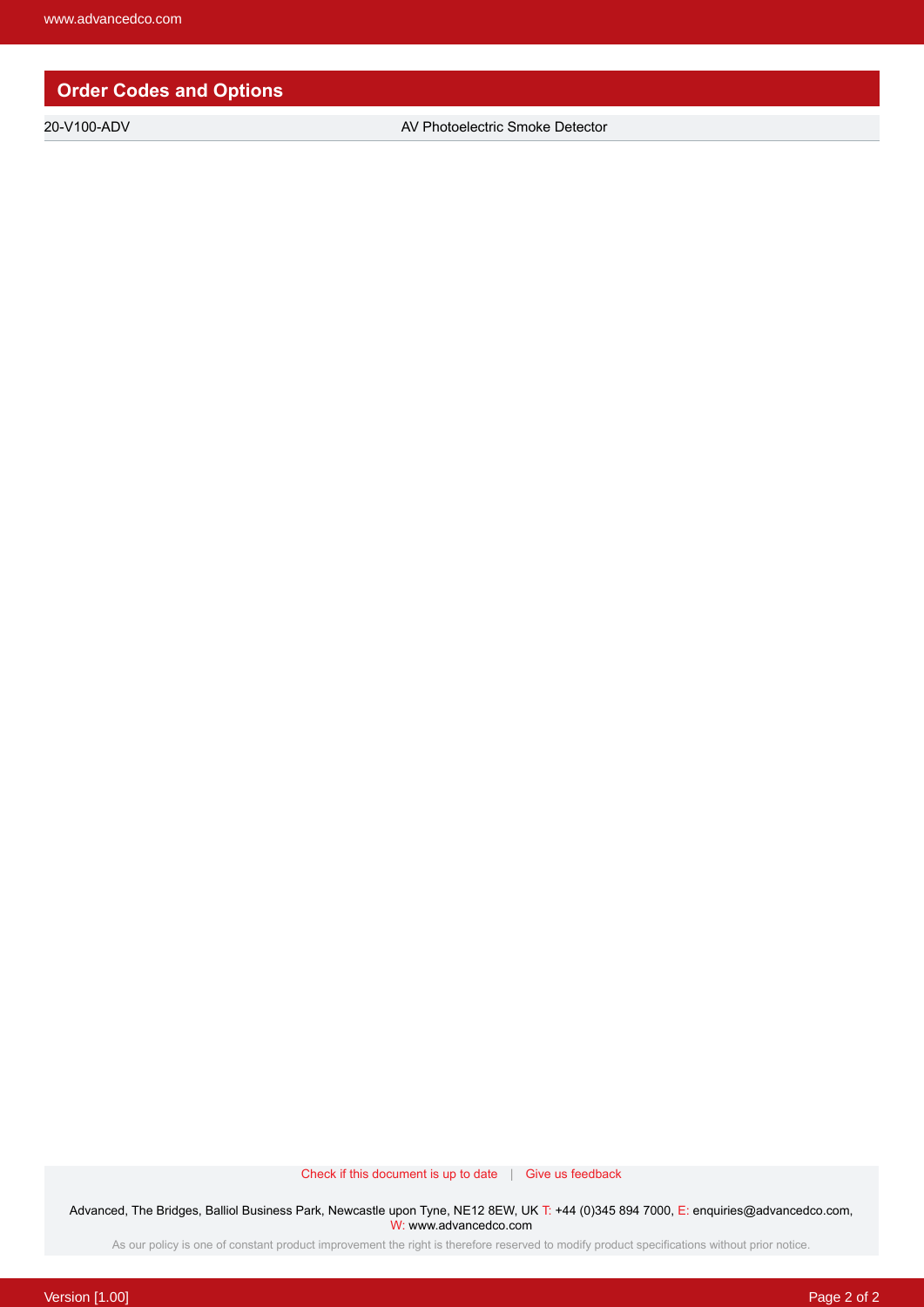## Order Codes and Options

| | |
|---|---|
| 20-V100-ADV | AV Photoelectric Smoke Detector |

Check if this document is up to date | Give us feedback

Advanced, The Bridges, Balliol Business Park, Newcastle upon Tyne, NE12 8EW, UK T: +44 (0)345 894 7000, E: enquiries@advancedco.com, W: www.advancedco.com

As our policy is one of constant product improvement the right is therefore reserved to modify product specifications without prior notice.

Version [1.00]